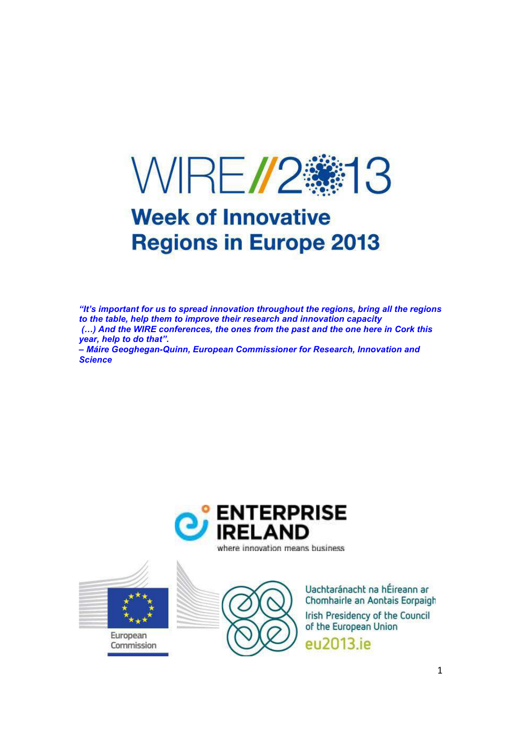# WIRE//2013

## Week of Innovative Regions in Europe 2013

***"It's important for us to spread innovation throughout the regions, bring all the regions to the table, help them to improve their research and innovation capacity (…) And the WIRE conferences, the ones from the past and the one here in Cork this year, help to do that".***

***– Máire Geoghegan-Quinn, European Commissioner for Research, Innovation and Science***

ENTERPRISE IRELAND

where innovation means business

European Commission

Uachtaránacht na hÉireann ar Chomhairle an Aontais Eorpaigh

Irish Presidency of the Council of the European Union

eu2013.ie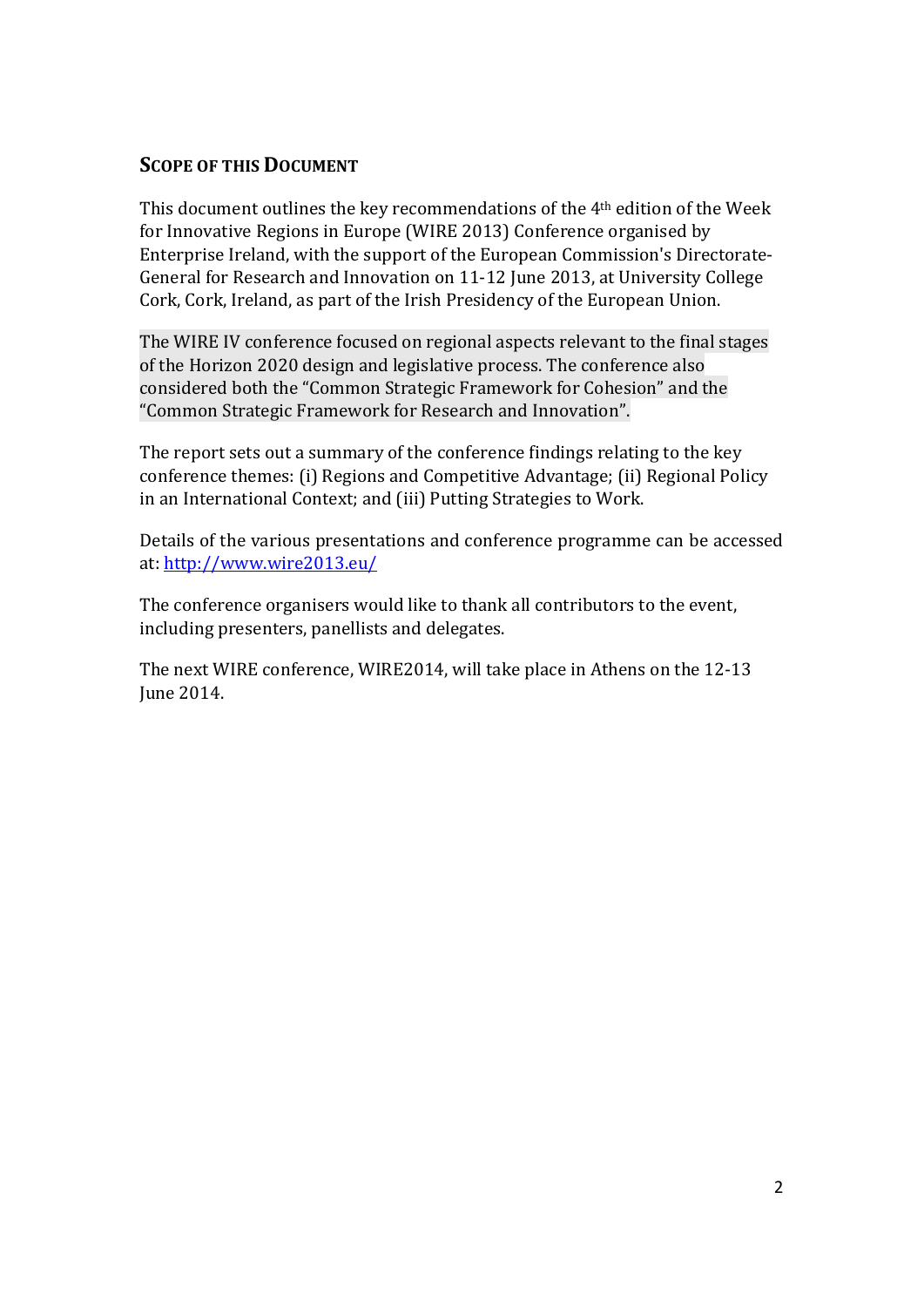## Scope of this Document

This document outlines the key recommendations of the 4th edition of the Week for Innovative Regions in Europe (WIRE 2013) Conference organised by Enterprise Ireland, with the support of the European Commission's Directorate-General for Research and Innovation on 11-12 June 2013, at University College Cork, Cork, Ireland, as part of the Irish Presidency of the European Union.

The WIRE IV conference focused on regional aspects relevant to the final stages of the Horizon 2020 design and legislative process. The conference also considered both the "Common Strategic Framework for Cohesion" and the "Common Strategic Framework for Research and Innovation".

The report sets out a summary of the conference findings relating to the key conference themes: (i) Regions and Competitive Advantage; (ii) Regional Policy in an International Context; and (iii) Putting Strategies to Work.

Details of the various presentations and conference programme can be accessed at: [http://www.wire2013.eu/](http://www.wire2013.eu/)

The conference organisers would like to thank all contributors to the event, including presenters, panellists and delegates.

The next WIRE conference, WIRE2014, will take place in Athens on the 12-13 June 2014.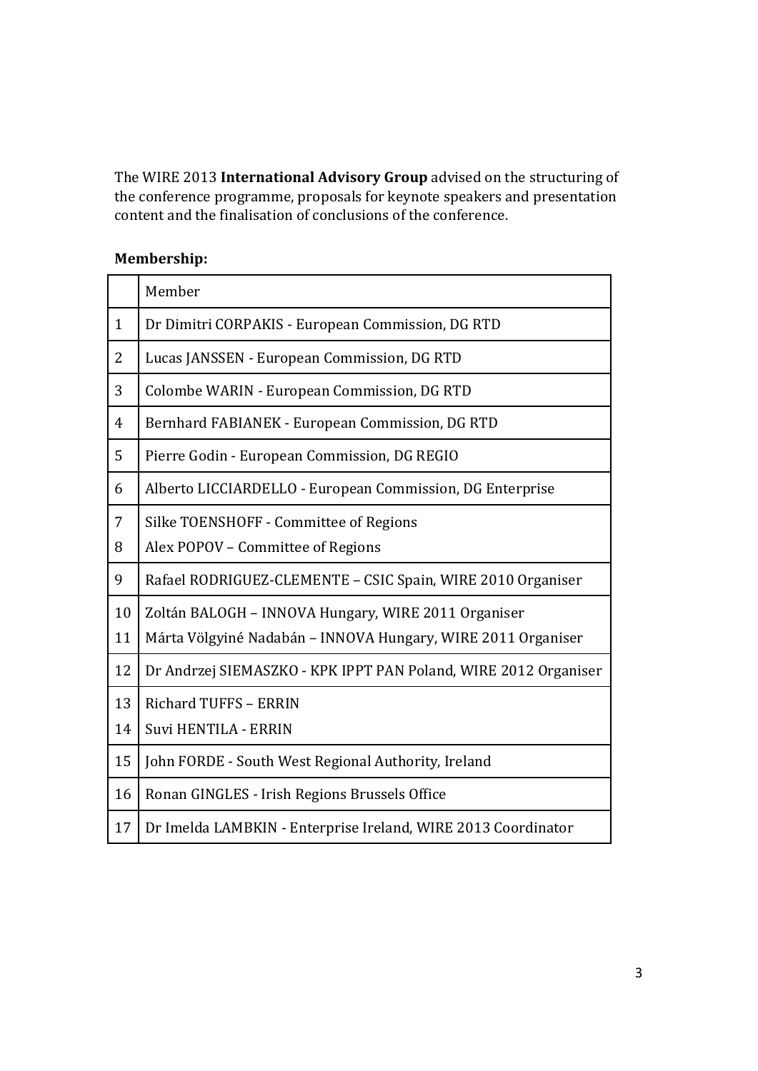The WIRE 2013 **International Advisory Group** advised on the structuring of the conference programme, proposals for keynote speakers and presentation content and the finalisation of conclusions of the conference.

**Membership:**

| | Member |
|---|---|
| 1 | Dr Dimitri CORPAKIS - European Commission, DG RTD |
| 2 | Lucas JANSSEN - European Commission, DG RTD |
| 3 | Colombe WARIN - European Commission, DG RTD |
| 4 | Bernhard FABIANEK - European Commission, DG RTD |
| 5 | Pierre Godin - European Commission, DG REGIO |
| 6 | Alberto LICCIARDELLO - European Commission, DG Enterprise |
| 7<br>8 | Silke TOENSHOFF - Committee of Regions<br>Alex POPOV – Committee of Regions |
| 9 | Rafael RODRIGUEZ-CLEMENTE – CSIC Spain, WIRE 2010 Organiser |
| 10<br>11 | Zoltán BALOGH – INNOVA Hungary, WIRE 2011 Organiser<br>Márta Völgyiné Nadabán – INNOVA Hungary, WIRE 2011 Organiser |
| 12 | Dr Andrzej SIEMASZKO - KPK IPPT PAN Poland, WIRE 2012 Organiser |
| 13<br>14 | Richard TUFFS – ERRIN<br>Suvi HENTILA - ERRIN |
| 15 | John FORDE - South West Regional Authority, Ireland |
| 16 | Ronan GINGLES - Irish Regions Brussels Office |
| 17 | Dr Imelda LAMBKIN - Enterprise Ireland, WIRE 2013 Coordinator |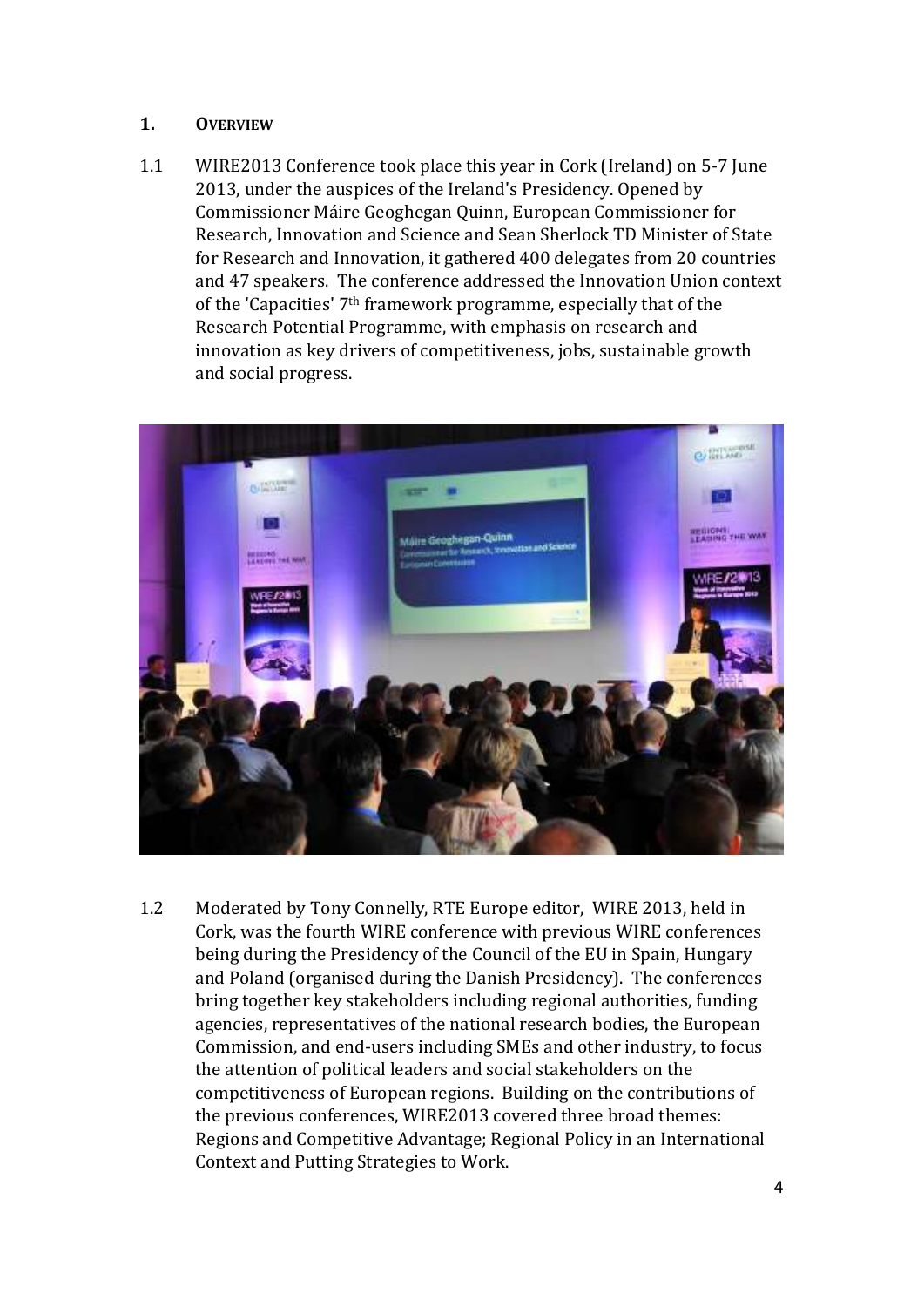## 1. OVERVIEW

1.1 WIRE2013 Conference took place this year in Cork (Ireland) on 5-7 June 2013, under the auspices of the Ireland's Presidency. Opened by Commissioner Máire Geoghegan Quinn, European Commissioner for Research, Innovation and Science and Sean Sherlock TD Minister of State for Research and Innovation, it gathered 400 delegates from 20 countries and 47 speakers. The conference addressed the Innovation Union context of the 'Capacities' 7th framework programme, especially that of the Research Potential Programme, with emphasis on research and innovation as key drivers of competitiveness, jobs, sustainable growth and social progress.

1.2 Moderated by Tony Connelly, RTE Europe editor, WIRE 2013, held in Cork, was the fourth WIRE conference with previous WIRE conferences being during the Presidency of the Council of the EU in Spain, Hungary and Poland (organised during the Danish Presidency). The conferences bring together key stakeholders including regional authorities, funding agencies, representatives of the national research bodies, the European Commission, and end-users including SMEs and other industry, to focus the attention of political leaders and social stakeholders on the competitiveness of European regions. Building on the contributions of the previous conferences, WIRE2013 covered three broad themes: Regions and Competitive Advantage; Regional Policy in an International Context and Putting Strategies to Work.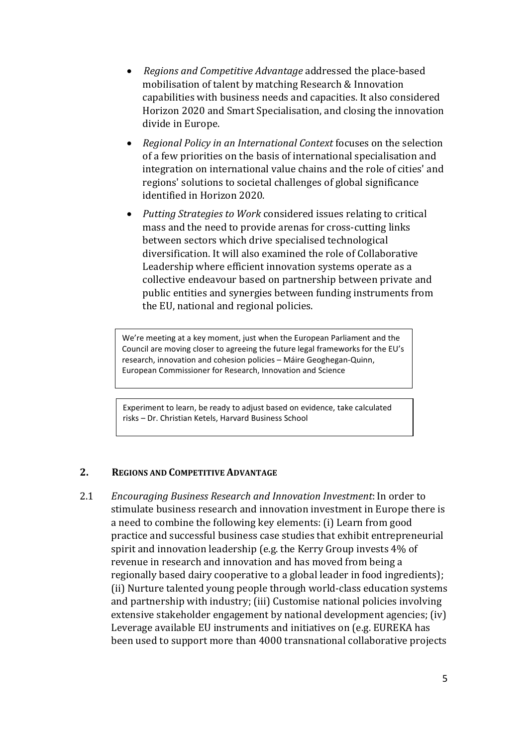- *Regions and Competitive Advantage* addressed the place-based mobilisation of talent by matching Research & Innovation capabilities with business needs and capacities. It also considered Horizon 2020 and Smart Specialisation, and closing the innovation divide in Europe.
- *Regional Policy in an International Context* focuses on the selection of a few priorities on the basis of international specialisation and integration on international value chains and the role of cities' and regions' solutions to societal challenges of global significance identified in Horizon 2020.
- *Putting Strategies to Work* considered issues relating to critical mass and the need to provide arenas for cross-cutting links between sectors which drive specialised technological diversification. It will also examined the role of Collaborative Leadership where efficient innovation systems operate as a collective endeavour based on partnership between private and public entities and synergies between funding instruments from the EU, national and regional policies.

> We're meeting at a key moment, just when the European Parliament and the Council are moving closer to agreeing the future legal frameworks for the EU's research, innovation and cohesion policies – Máire Geoghegan-Quinn, European Commissioner for Research, Innovation and Science

> Experiment to learn, be ready to adjust based on evidence, take calculated risks – Dr. Christian Ketels, Harvard Business School

## 2. REGIONS AND COMPETITIVE ADVANTAGE

2.1 *Encouraging Business Research and Innovation Investment*: In order to stimulate business research and innovation investment in Europe there is a need to combine the following key elements: (i) Learn from good practice and successful business case studies that exhibit entrepreneurial spirit and innovation leadership (e.g. the Kerry Group invests 4% of revenue in research and innovation and has moved from being a regionally based dairy cooperative to a global leader in food ingredients); (ii) Nurture talented young people through world-class education systems and partnership with industry; (iii) Customise national policies involving extensive stakeholder engagement by national development agencies; (iv) Leverage available EU instruments and initiatives on (e.g. EUREKA has been used to support more than 4000 transnational collaborative projects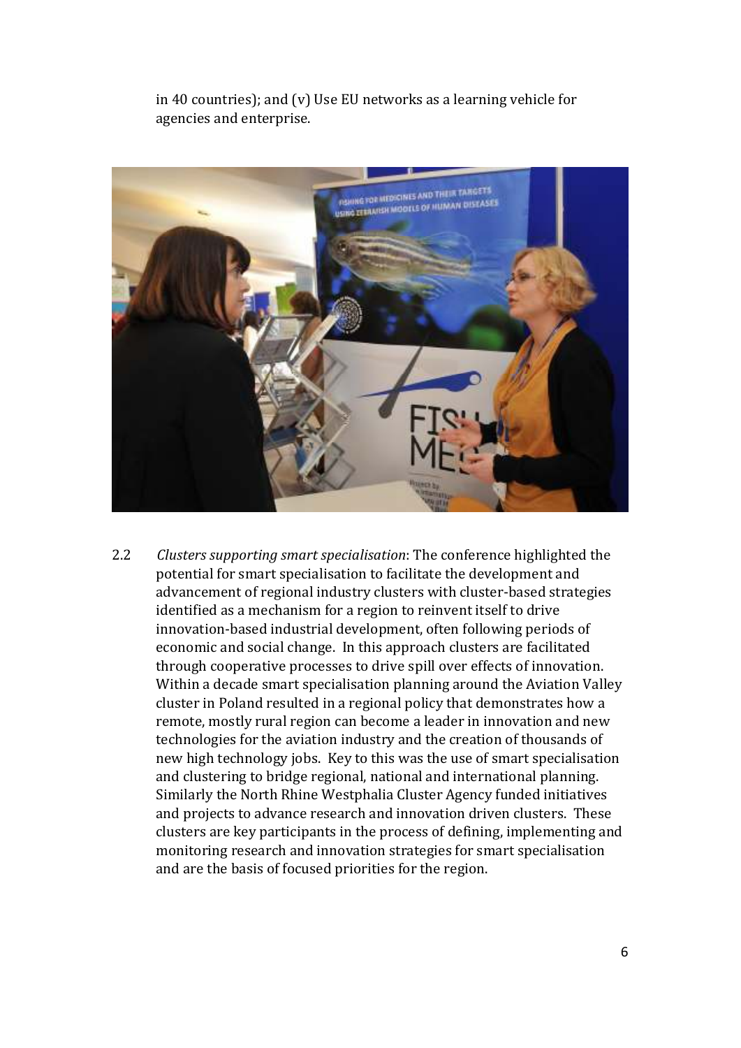in 40 countries); and (v) Use EU networks as a learning vehicle for agencies and enterprise.

2.2 *Clusters supporting smart specialisation*: The conference highlighted the potential for smart specialisation to facilitate the development and advancement of regional industry clusters with cluster-based strategies identified as a mechanism for a region to reinvent itself to drive innovation-based industrial development, often following periods of economic and social change. In this approach clusters are facilitated through cooperative processes to drive spill over effects of innovation. Within a decade smart specialisation planning around the Aviation Valley cluster in Poland resulted in a regional policy that demonstrates how a remote, mostly rural region can become a leader in innovation and new technologies for the aviation industry and the creation of thousands of new high technology jobs. Key to this was the use of smart specialisation and clustering to bridge regional, national and international planning. Similarly the North Rhine Westphalia Cluster Agency funded initiatives and projects to advance research and innovation driven clusters. These clusters are key participants in the process of defining, implementing and monitoring research and innovation strategies for smart specialisation and are the basis of focused priorities for the region.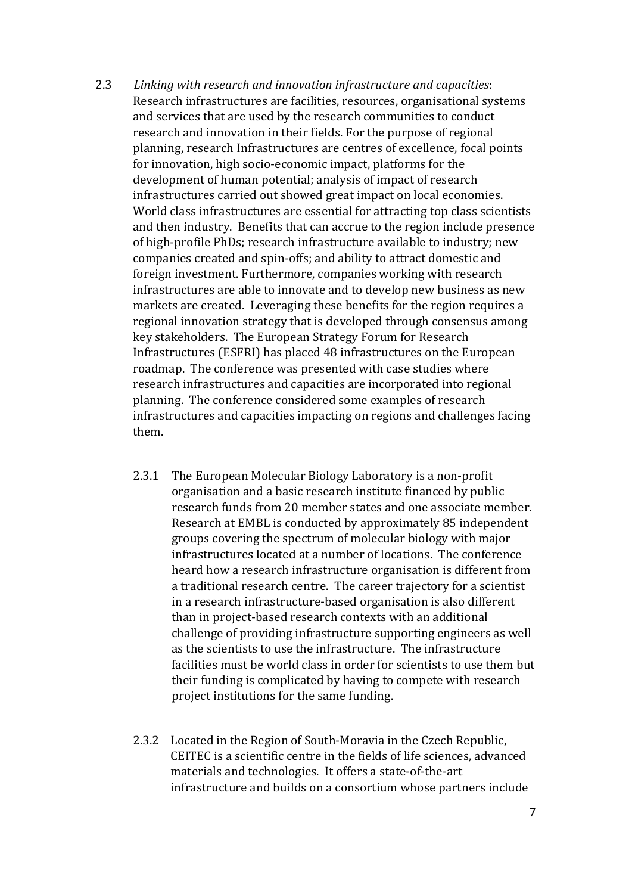2.3 *Linking with research and innovation infrastructure and capacities*: Research infrastructures are facilities, resources, organisational systems and services that are used by the research communities to conduct research and innovation in their fields. For the purpose of regional planning, research Infrastructures are centres of excellence, focal points for innovation, high socio-economic impact, platforms for the development of human potential; analysis of impact of research infrastructures carried out showed great impact on local economies. World class infrastructures are essential for attracting top class scientists and then industry. Benefits that can accrue to the region include presence of high-profile PhDs; research infrastructure available to industry; new companies created and spin-offs; and ability to attract domestic and foreign investment. Furthermore, companies working with research infrastructures are able to innovate and to develop new business as new markets are created. Leveraging these benefits for the region requires a regional innovation strategy that is developed through consensus among key stakeholders. The European Strategy Forum for Research Infrastructures (ESFRI) has placed 48 infrastructures on the European roadmap. The conference was presented with case studies where research infrastructures and capacities are incorporated into regional planning. The conference considered some examples of research infrastructures and capacities impacting on regions and challenges facing them.

2.3.1 The European Molecular Biology Laboratory is a non-profit organisation and a basic research institute financed by public research funds from 20 member states and one associate member. Research at EMBL is conducted by approximately 85 independent groups covering the spectrum of molecular biology with major infrastructures located at a number of locations. The conference heard how a research infrastructure organisation is different from a traditional research centre. The career trajectory for a scientist in a research infrastructure-based organisation is also different than in project-based research contexts with an additional challenge of providing infrastructure supporting engineers as well as the scientists to use the infrastructure. The infrastructure facilities must be world class in order for scientists to use them but their funding is complicated by having to compete with research project institutions for the same funding.

2.3.2 Located in the Region of South-Moravia in the Czech Republic, CEITEC is a scientific centre in the fields of life sciences, advanced materials and technologies. It offers a state-of-the-art infrastructure and builds on a consortium whose partners include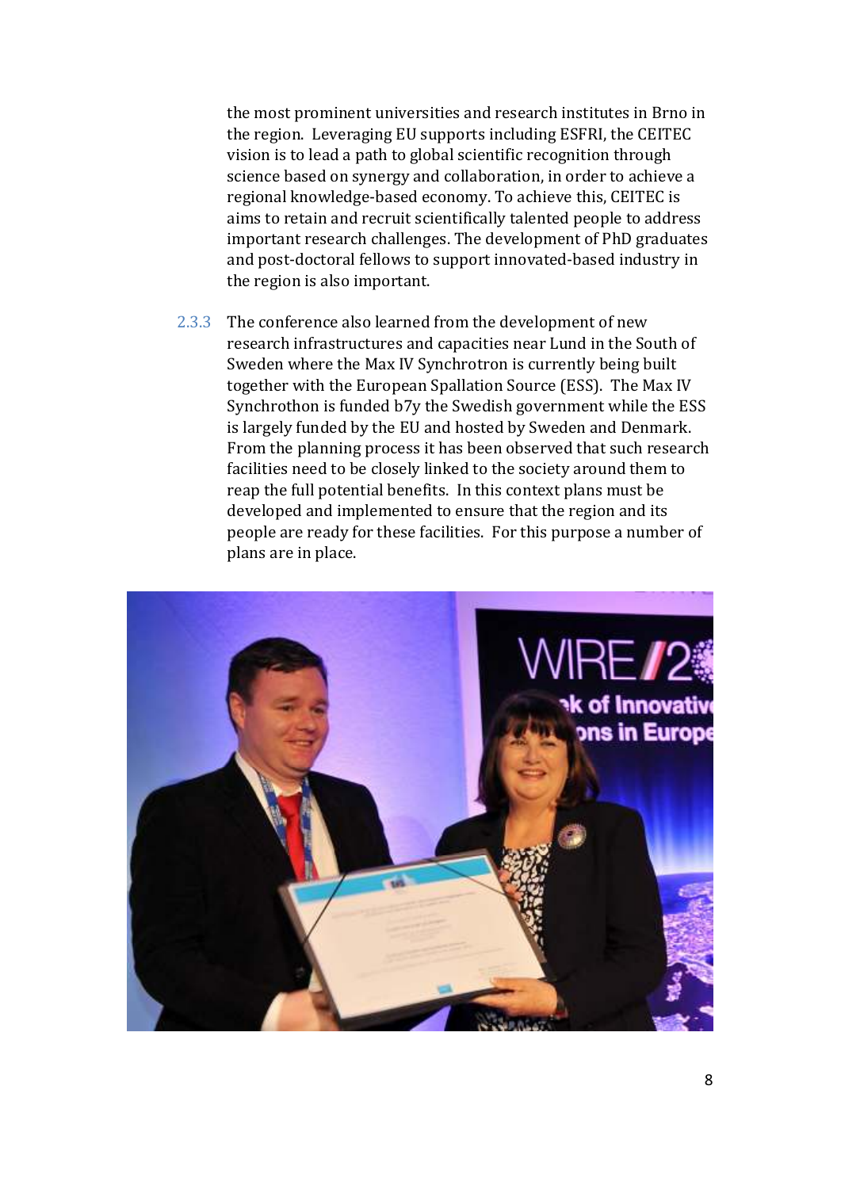the most prominent universities and research institutes in Brno in the region. Leveraging EU supports including ESFRI, the CEITEC vision is to lead a path to global scientific recognition through science based on synergy and collaboration, in order to achieve a regional knowledge-based economy. To achieve this, CEITEC is aims to retain and recruit scientifically talented people to address important research challenges. The development of PhD graduates and post-doctoral fellows to support innovated-based industry in the region is also important.

2.3.3 The conference also learned from the development of new research infrastructures and capacities near Lund in the South of Sweden where the Max IV Synchrotron is currently being built together with the European Spallation Source (ESS). The Max IV Synchrothon is funded b7y the Swedish government while the ESS is largely funded by the EU and hosted by Sweden and Denmark. From the planning process it has been observed that such research facilities need to be closely linked to the society around them to reap the full potential benefits. In this context plans must be developed and implemented to ensure that the region and its people are ready for these facilities. For this purpose a number of plans are in place.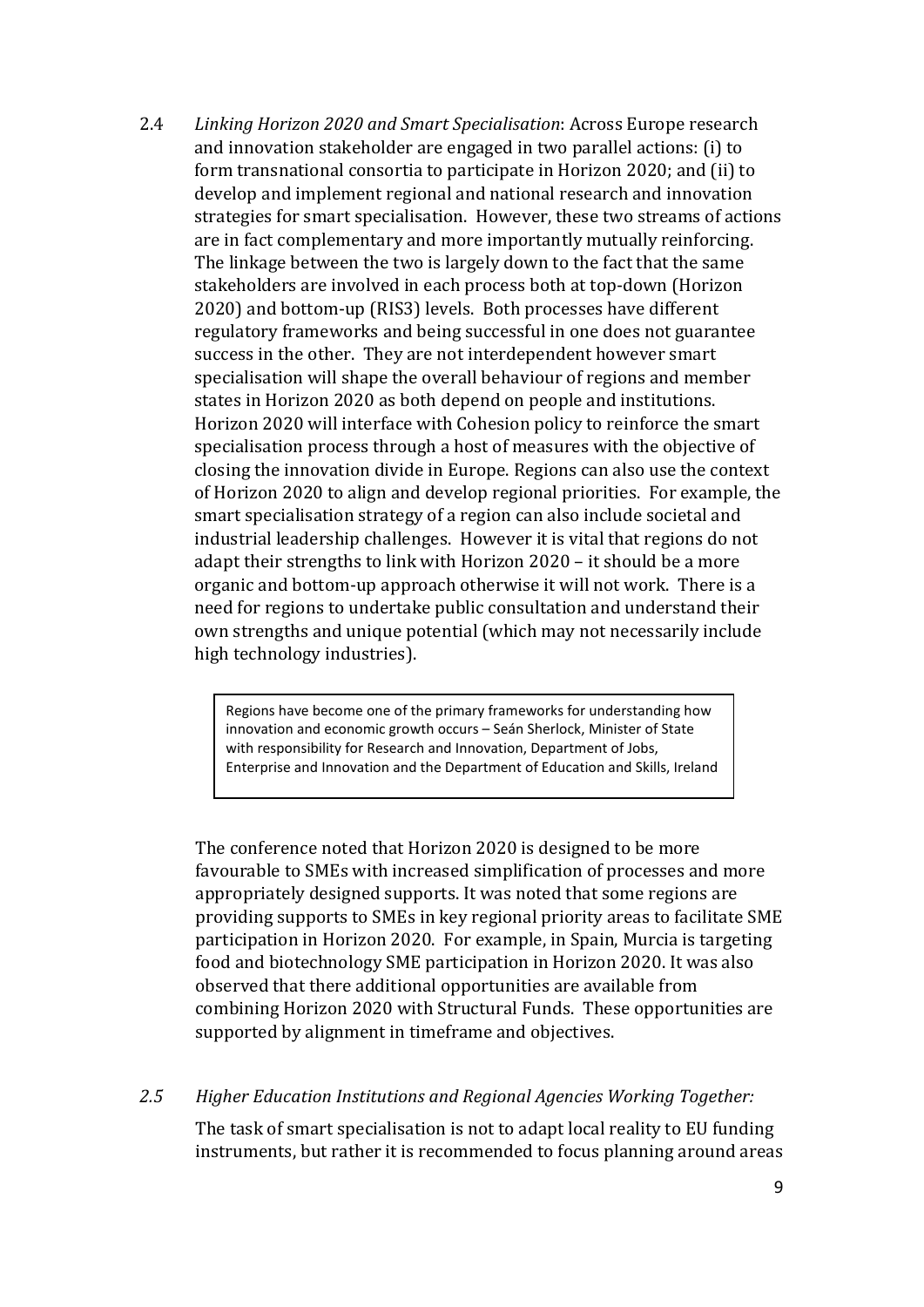2.4 *Linking Horizon 2020 and Smart Specialisation*: Across Europe research and innovation stakeholder are engaged in two parallel actions: (i) to form transnational consortia to participate in Horizon 2020; and (ii) to develop and implement regional and national research and innovation strategies for smart specialisation. However, these two streams of actions are in fact complementary and more importantly mutually reinforcing. The linkage between the two is largely down to the fact that the same stakeholders are involved in each process both at top-down (Horizon 2020) and bottom-up (RIS3) levels. Both processes have different regulatory frameworks and being successful in one does not guarantee success in the other. They are not interdependent however smart specialisation will shape the overall behaviour of regions and member states in Horizon 2020 as both depend on people and institutions. Horizon 2020 will interface with Cohesion policy to reinforce the smart specialisation process through a host of measures with the objective of closing the innovation divide in Europe. Regions can also use the context of Horizon 2020 to align and develop regional priorities. For example, the smart specialisation strategy of a region can also include societal and industrial leadership challenges. However it is vital that regions do not adapt their strengths to link with Horizon 2020 – it should be a more organic and bottom-up approach otherwise it will not work. There is a need for regions to undertake public consultation and understand their own strengths and unique potential (which may not necessarily include high technology industries).

> Regions have become one of the primary frameworks for understanding how innovation and economic growth occurs – Seán Sherlock, Minister of State with responsibility for Research and Innovation, Department of Jobs, Enterprise and Innovation and the Department of Education and Skills, Ireland

The conference noted that Horizon 2020 is designed to be more favourable to SMEs with increased simplification of processes and more appropriately designed supports. It was noted that some regions are providing supports to SMEs in key regional priority areas to facilitate SME participation in Horizon 2020. For example, in Spain, Murcia is targeting food and biotechnology SME participation in Horizon 2020. It was also observed that there additional opportunities are available from combining Horizon 2020 with Structural Funds. These opportunities are supported by alignment in timeframe and objectives.

*2.5 Higher Education Institutions and Regional Agencies Working Together:*

The task of smart specialisation is not to adapt local reality to EU funding instruments, but rather it is recommended to focus planning around areas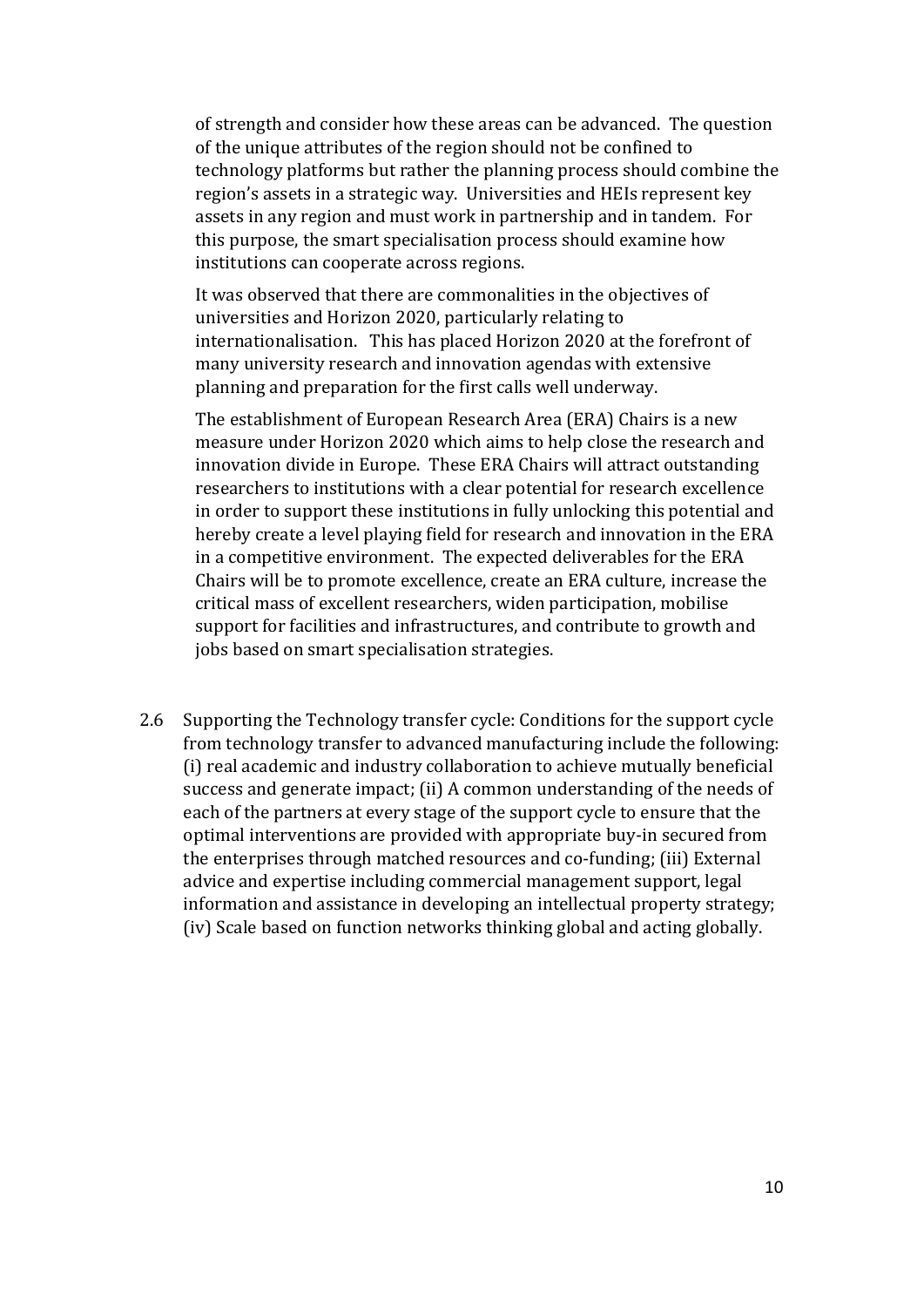of strength and consider how these areas can be advanced. The question of the unique attributes of the region should not be confined to technology platforms but rather the planning process should combine the region's assets in a strategic way. Universities and HEIs represent key assets in any region and must work in partnership and in tandem. For this purpose, the smart specialisation process should examine how institutions can cooperate across regions.

It was observed that there are commonalities in the objectives of universities and Horizon 2020, particularly relating to internationalisation. This has placed Horizon 2020 at the forefront of many university research and innovation agendas with extensive planning and preparation for the first calls well underway.

The establishment of European Research Area (ERA) Chairs is a new measure under Horizon 2020 which aims to help close the research and innovation divide in Europe. These ERA Chairs will attract outstanding researchers to institutions with a clear potential for research excellence in order to support these institutions in fully unlocking this potential and hereby create a level playing field for research and innovation in the ERA in a competitive environment. The expected deliverables for the ERA Chairs will be to promote excellence, create an ERA culture, increase the critical mass of excellent researchers, widen participation, mobilise support for facilities and infrastructures, and contribute to growth and jobs based on smart specialisation strategies.

2.6 Supporting the Technology transfer cycle: Conditions for the support cycle from technology transfer to advanced manufacturing include the following: (i) real academic and industry collaboration to achieve mutually beneficial success and generate impact; (ii) A common understanding of the needs of each of the partners at every stage of the support cycle to ensure that the optimal interventions are provided with appropriate buy-in secured from the enterprises through matched resources and co-funding; (iii) External advice and expertise including commercial management support, legal information and assistance in developing an intellectual property strategy; (iv) Scale based on function networks thinking global and acting globally.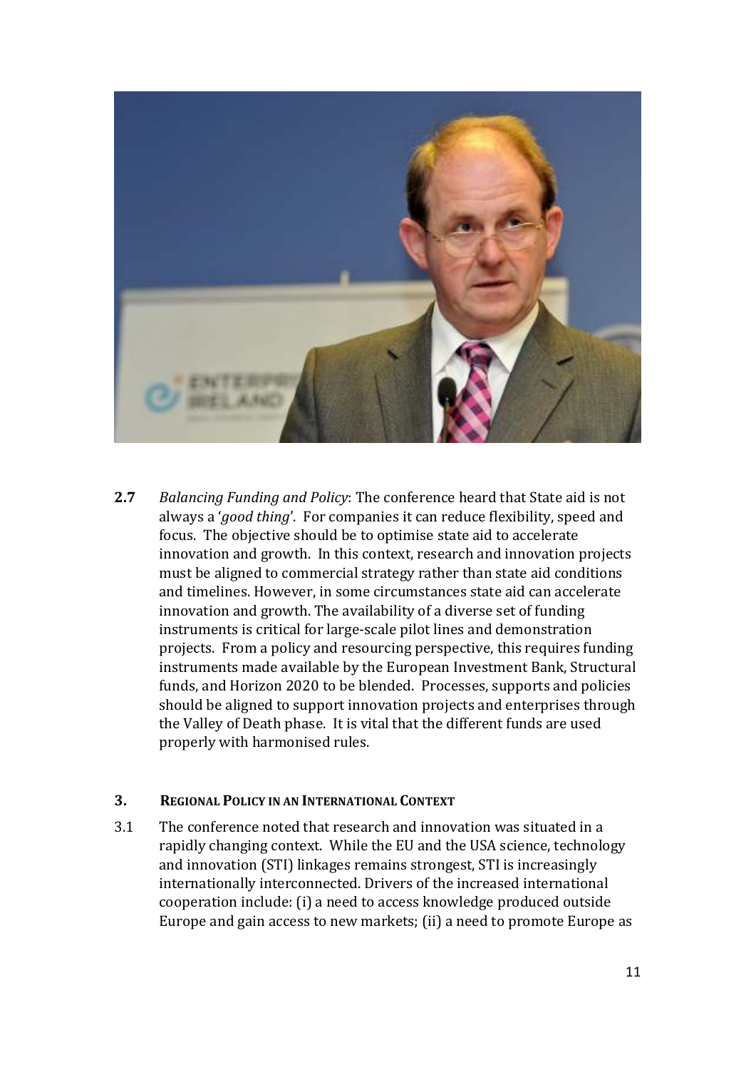**2.7** *Balancing Funding and Policy*: The conference heard that State aid is not always a '*good thing*'. For companies it can reduce flexibility, speed and focus. The objective should be to optimise state aid to accelerate innovation and growth. In this context, research and innovation projects must be aligned to commercial strategy rather than state aid conditions and timelines. However, in some circumstances state aid can accelerate innovation and growth. The availability of a diverse set of funding instruments is critical for large-scale pilot lines and demonstration projects. From a policy and resourcing perspective, this requires funding instruments made available by the European Investment Bank, Structural funds, and Horizon 2020 to be blended. Processes, supports and policies should be aligned to support innovation projects and enterprises through the Valley of Death phase. It is vital that the different funds are used properly with harmonised rules.

## 3. REGIONAL POLICY IN AN INTERNATIONAL CONTEXT

3.1 The conference noted that research and innovation was situated in a rapidly changing context. While the EU and the USA science, technology and innovation (STI) linkages remains strongest, STI is increasingly internationally interconnected. Drivers of the increased international cooperation include: (i) a need to access knowledge produced outside Europe and gain access to new markets; (ii) a need to promote Europe as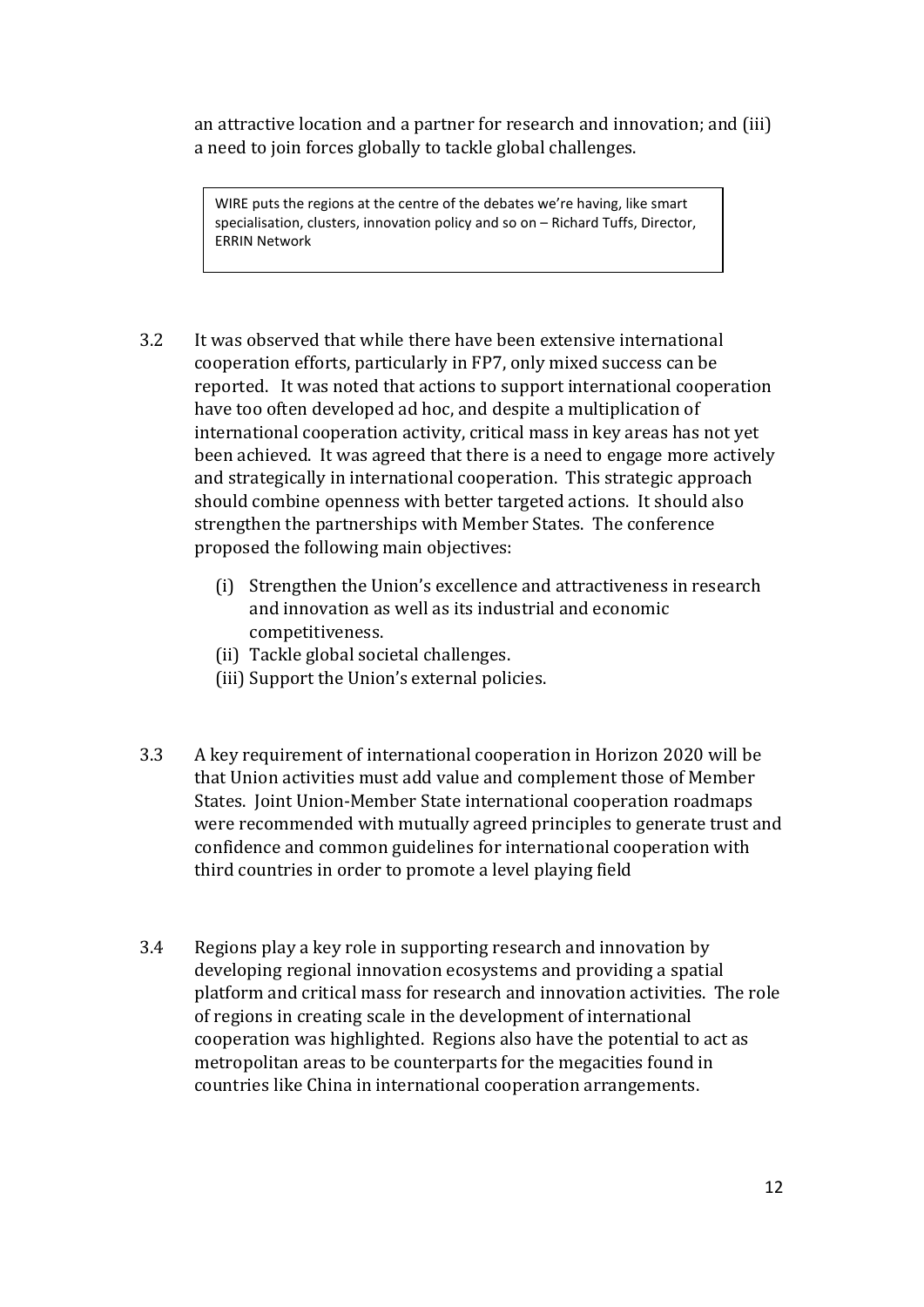an attractive location and a partner for research and innovation; and (iii) a need to join forces globally to tackle global challenges.

> WIRE puts the regions at the centre of the debates we're having, like smart specialisation, clusters, innovation policy and so on – Richard Tuffs, Director, ERRIN Network

3.2 It was observed that while there have been extensive international cooperation efforts, particularly in FP7, only mixed success can be reported. It was noted that actions to support international cooperation have too often developed ad hoc, and despite a multiplication of international cooperation activity, critical mass in key areas has not yet been achieved. It was agreed that there is a need to engage more actively and strategically in international cooperation. This strategic approach should combine openness with better targeted actions. It should also strengthen the partnerships with Member States. The conference proposed the following main objectives:

(i) Strengthen the Union's excellence and attractiveness in research and innovation as well as its industrial and economic competitiveness.
(ii) Tackle global societal challenges.
(iii) Support the Union's external policies.

3.3 A key requirement of international cooperation in Horizon 2020 will be that Union activities must add value and complement those of Member States. Joint Union-Member State international cooperation roadmaps were recommended with mutually agreed principles to generate trust and confidence and common guidelines for international cooperation with third countries in order to promote a level playing field

3.4 Regions play a key role in supporting research and innovation by developing regional innovation ecosystems and providing a spatial platform and critical mass for research and innovation activities. The role of regions in creating scale in the development of international cooperation was highlighted. Regions also have the potential to act as metropolitan areas to be counterparts for the megacities found in countries like China in international cooperation arrangements.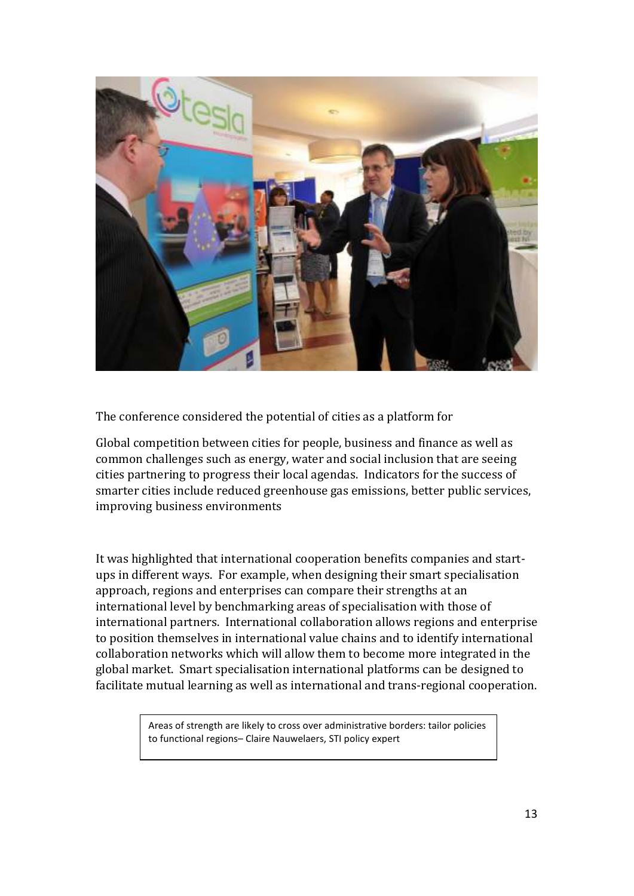The conference considered the potential of cities as a platform for

Global competition between cities for people, business and finance as well as common challenges such as energy, water and social inclusion that are seeing cities partnering to progress their local agendas. Indicators for the success of smarter cities include reduced greenhouse gas emissions, better public services, improving business environments

It was highlighted that international cooperation benefits companies and start-ups in different ways. For example, when designing their smart specialisation approach, regions and enterprises can compare their strengths at an international level by benchmarking areas of specialisation with those of international partners. International collaboration allows regions and enterprise to position themselves in international value chains and to identify international collaboration networks which will allow them to become more integrated in the global market. Smart specialisation international platforms can be designed to facilitate mutual learning as well as international and trans-regional cooperation.

> Areas of strength are likely to cross over administrative borders: tailor policies to functional regions– Claire Nauwelaers, STI policy expert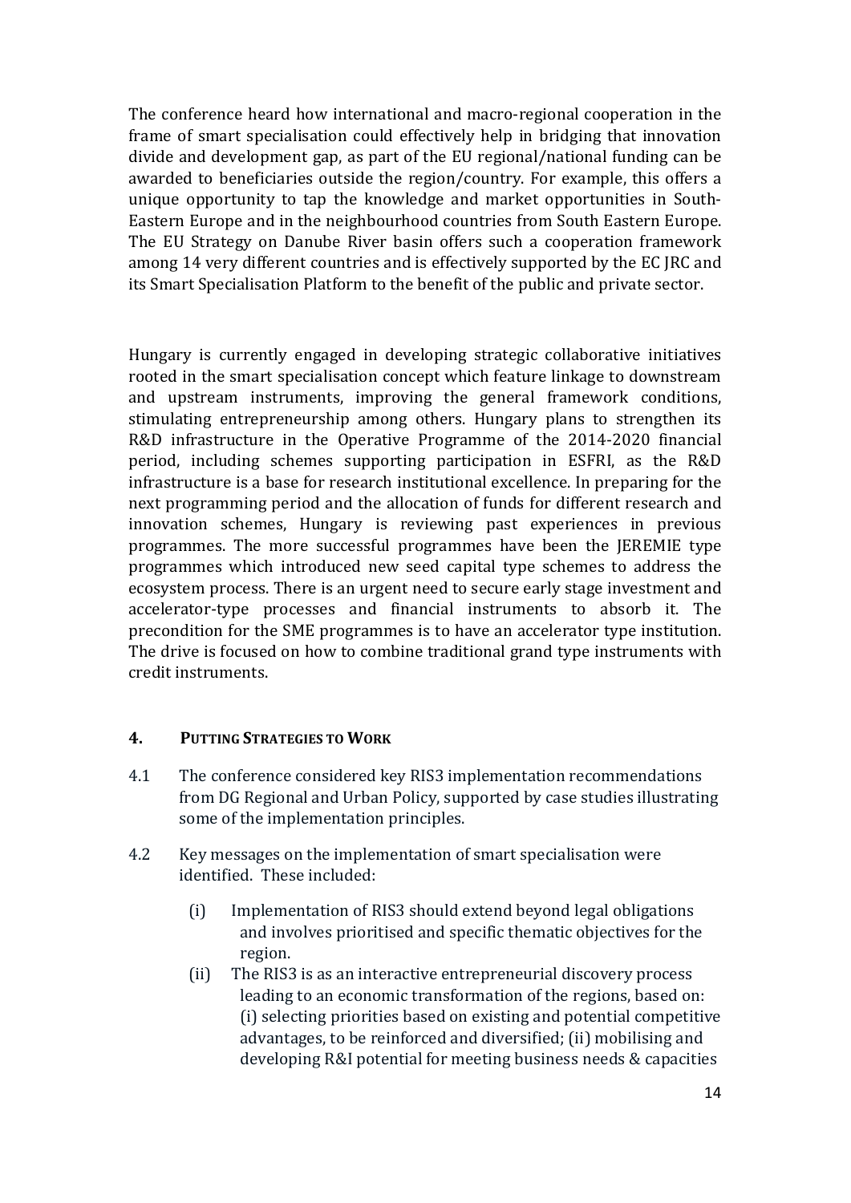The conference heard how international and macro-regional cooperation in the frame of smart specialisation could effectively help in bridging that innovation divide and development gap, as part of the EU regional/national funding can be awarded to beneficiaries outside the region/country. For example, this offers a unique opportunity to tap the knowledge and market opportunities in South-Eastern Europe and in the neighbourhood countries from South Eastern Europe. The EU Strategy on Danube River basin offers such a cooperation framework among 14 very different countries and is effectively supported by the EC JRC and its Smart Specialisation Platform to the benefit of the public and private sector.

Hungary is currently engaged in developing strategic collaborative initiatives rooted in the smart specialisation concept which feature linkage to downstream and upstream instruments, improving the general framework conditions, stimulating entrepreneurship among others. Hungary plans to strengthen its R&D infrastructure in the Operative Programme of the 2014-2020 financial period, including schemes supporting participation in ESFRI, as the R&D infrastructure is a base for research institutional excellence. In preparing for the next programming period and the allocation of funds for different research and innovation schemes, Hungary is reviewing past experiences in previous programmes. The more successful programmes have been the JEREMIE type programmes which introduced new seed capital type schemes to address the ecosystem process. There is an urgent need to secure early stage investment and accelerator-type processes and financial instruments to absorb it. The precondition for the SME programmes is to have an accelerator type institution. The drive is focused on how to combine traditional grand type instruments with credit instruments.

## 4. PUTTING STRATEGIES TO WORK

4.1 The conference considered key RIS3 implementation recommendations from DG Regional and Urban Policy, supported by case studies illustrating some of the implementation principles.

4.2 Key messages on the implementation of smart specialisation were identified. These included:

(i) Implementation of RIS3 should extend beyond legal obligations and involves prioritised and specific thematic objectives for the region.

(ii) The RIS3 is as an interactive entrepreneurial discovery process leading to an economic transformation of the regions, based on: (i) selecting priorities based on existing and potential competitive advantages, to be reinforced and diversified; (ii) mobilising and developing R&I potential for meeting business needs & capacities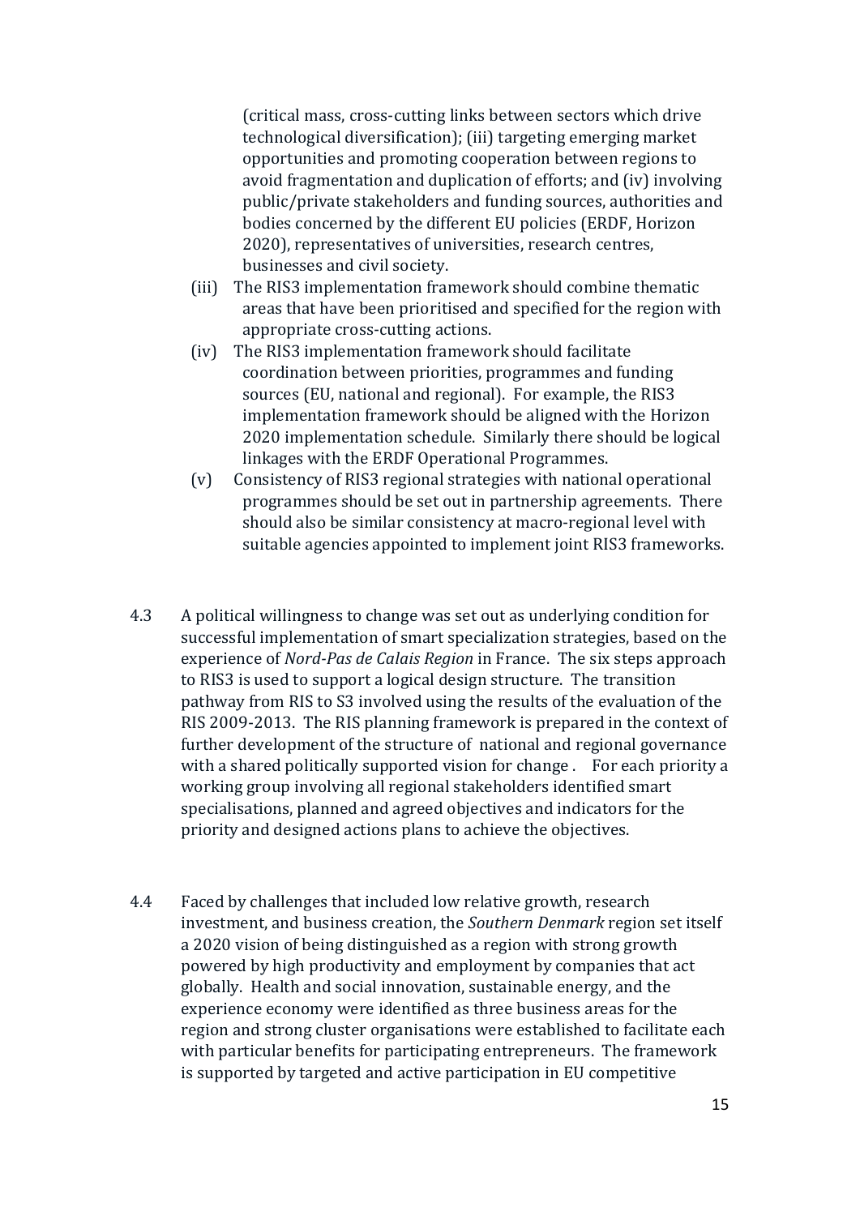(critical mass, cross-cutting links between sectors which drive technological diversification); (iii) targeting emerging market opportunities and promoting cooperation between regions to avoid fragmentation and duplication of efforts; and (iv) involving public/private stakeholders and funding sources, authorities and bodies concerned by the different EU policies (ERDF, Horizon 2020), representatives of universities, research centres, businesses and civil society.

(iii) The RIS3 implementation framework should combine thematic areas that have been prioritised and specified for the region with appropriate cross-cutting actions.

(iv) The RIS3 implementation framework should facilitate coordination between priorities, programmes and funding sources (EU, national and regional). For example, the RIS3 implementation framework should be aligned with the Horizon 2020 implementation schedule. Similarly there should be logical linkages with the ERDF Operational Programmes.

(v) Consistency of RIS3 regional strategies with national operational programmes should be set out in partnership agreements. There should also be similar consistency at macro-regional level with suitable agencies appointed to implement joint RIS3 frameworks.

4.3 A political willingness to change was set out as underlying condition for successful implementation of smart specialization strategies, based on the experience of *Nord-Pas de Calais Region* in France. The six steps approach to RIS3 is used to support a logical design structure. The transition pathway from RIS to S3 involved using the results of the evaluation of the RIS 2009-2013. The RIS planning framework is prepared in the context of further development of the structure of national and regional governance with a shared politically supported vision for change . For each priority a working group involving all regional stakeholders identified smart specialisations, planned and agreed objectives and indicators for the priority and designed actions plans to achieve the objectives.

4.4 Faced by challenges that included low relative growth, research investment, and business creation, the *Southern Denmark* region set itself a 2020 vision of being distinguished as a region with strong growth powered by high productivity and employment by companies that act globally. Health and social innovation, sustainable energy, and the experience economy were identified as three business areas for the region and strong cluster organisations were established to facilitate each with particular benefits for participating entrepreneurs. The framework is supported by targeted and active participation in EU competitive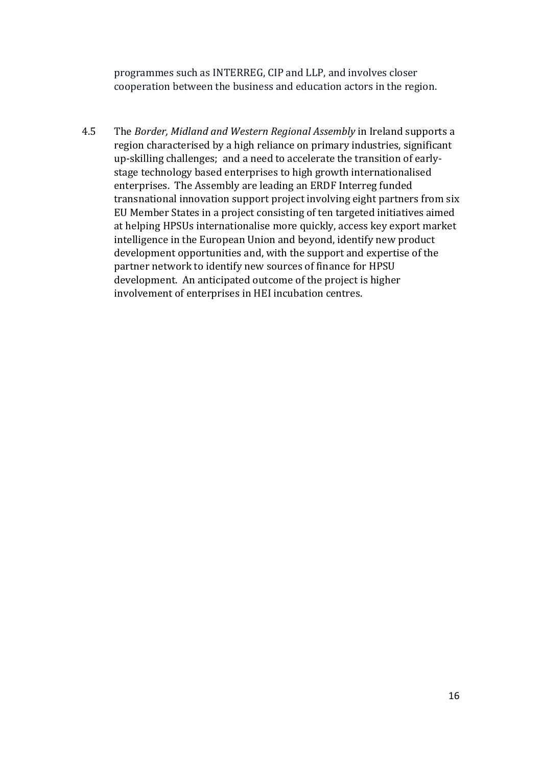programmes such as INTERREG, CIP and LLP, and involves closer cooperation between the business and education actors in the region.

4.5 The *Border, Midland and Western Regional Assembly* in Ireland supports a region characterised by a high reliance on primary industries, significant up-skilling challenges; and a need to accelerate the transition of early-stage technology based enterprises to high growth internationalised enterprises. The Assembly are leading an ERDF Interreg funded transnational innovation support project involving eight partners from six EU Member States in a project consisting of ten targeted initiatives aimed at helping HPSUs internationalise more quickly, access key export market intelligence in the European Union and beyond, identify new product development opportunities and, with the support and expertise of the partner network to identify new sources of finance for HPSU development. An anticipated outcome of the project is higher involvement of enterprises in HEI incubation centres.